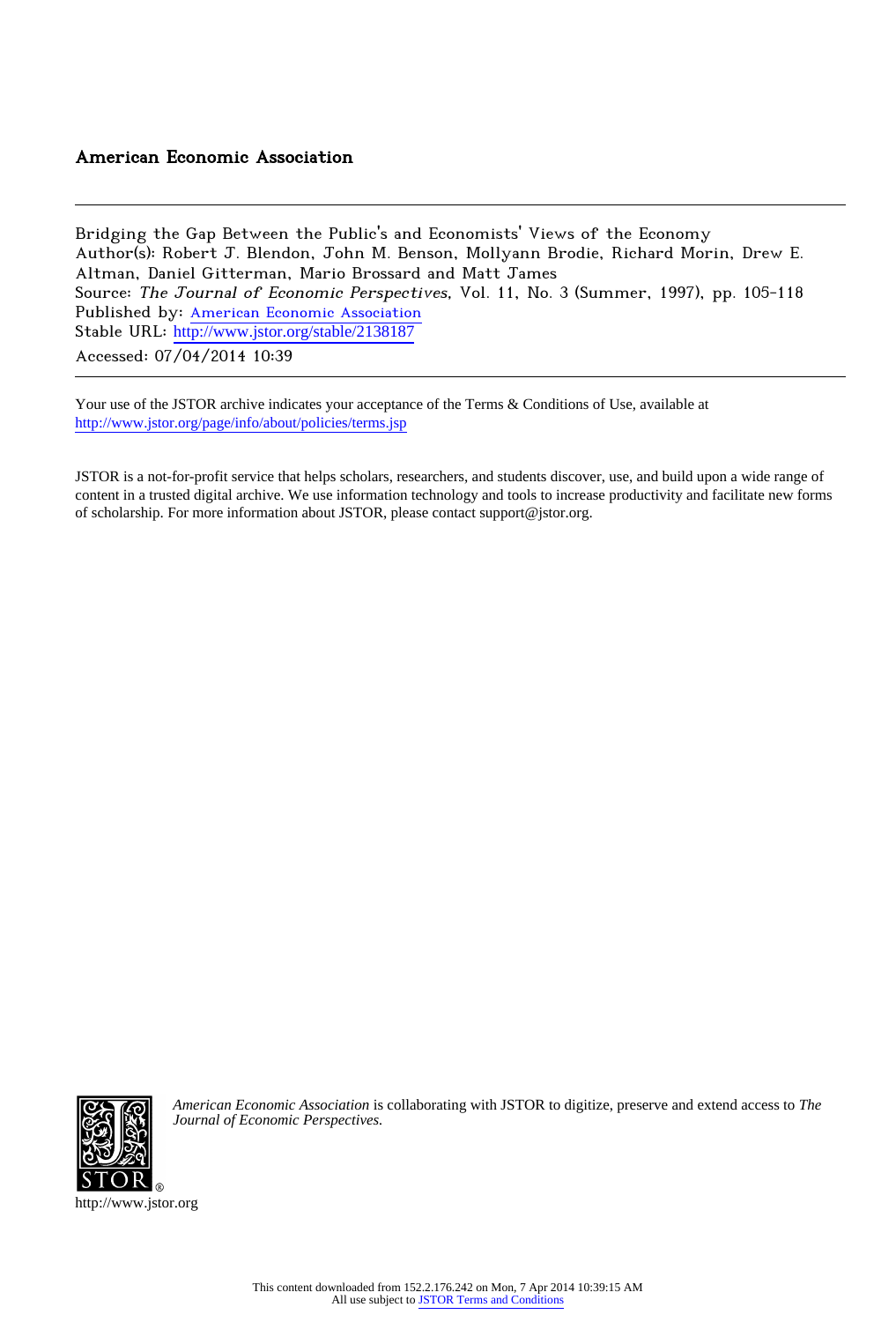# American Economic Association

Bridging the Gap Between the Public's and Economists' Views of the Economy
Author(s): Robert J. Blendon, John M. Benson, Mollyann Brodie, Richard Morin, Drew E. Altman, Daniel Gitterman, Mario Brossard and Matt James
Source: *The Journal of Economic Perspectives*, Vol. 11, No. 3 (Summer, 1997), pp. 105-118
Published by: American Economic Association
Stable URL: http://www.jstor.org/stable/2138187
Accessed: 07/04/2014 10:39

---

Your use of the JSTOR archive indicates your acceptance of the Terms & Conditions of Use, available at http://www.jstor.org/page/info/about/policies/terms.jsp

JSTOR is a not-for-profit service that helps scholars, researchers, and students discover, use, and build upon a wide range of content in a trusted digital archive. We use information technology and tools to increase productivity and facilitate new forms of scholarship. For more information about JSTOR, please contact support@jstor.org.

*American Economic Association* is collaborating with JSTOR to digitize, preserve and extend access to *The Journal of Economic Perspectives.*

http://www.jstor.org

This content downloaded from 152.2.176.242 on Mon, 7 Apr 2014 10:39:15 AM
All use subject to JSTOR Terms and Conditions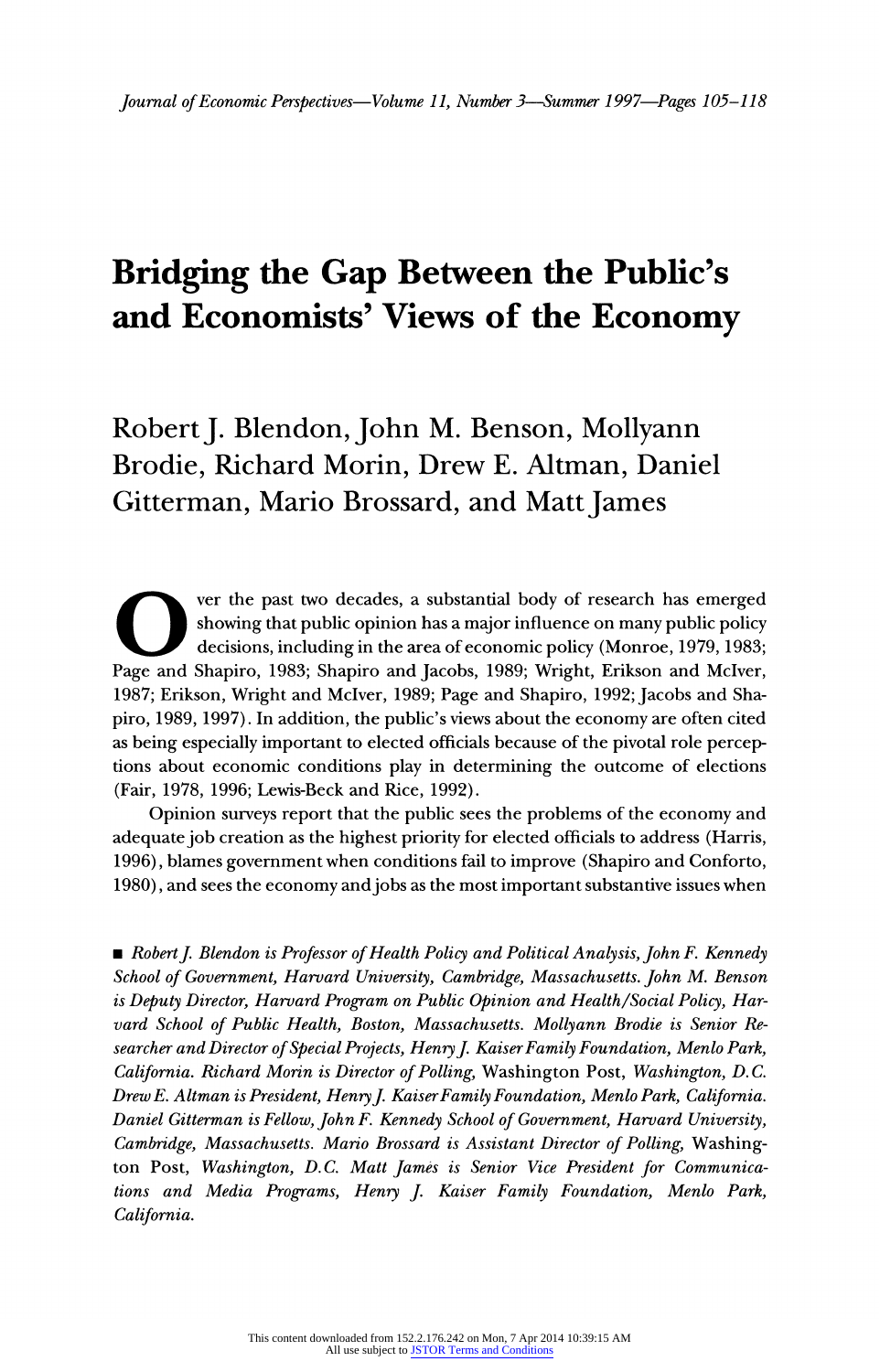# Bridging the Gap Between the Public's and Economists' Views of the Economy

Robert J. Blendon, John M. Benson, Mollyann Brodie, Richard Morin, Drew E. Altman, Daniel Gitterman, Mario Brossard, and Matt James

Over the past two decades, a substantial body of research has emerged showing that public opinion has a major influence on many public policy decisions, including in the area of economic policy (Monroe, 1979, 1983; Page and Shapiro, 1983; Shapiro and Jacobs, 1989; Wright, Erikson and McIver, 1987; Erikson, Wright and McIver, 1989; Page and Shapiro, 1992; Jacobs and Shapiro, 1989, 1997). In addition, the public's views about the economy are often cited as being especially important to elected officials because of the pivotal role perceptions about economic conditions play in determining the outcome of elections (Fair, 1978, 1996; Lewis-Beck and Rice, 1992).

Opinion surveys report that the public sees the problems of the economy and adequate job creation as the highest priority for elected officials to address (Harris, 1996), blames government when conditions fail to improve (Shapiro and Conforto, 1980), and sees the economy and jobs as the most important substantive issues when

■ *Robert J. Blendon is Professor of Health Policy and Political Analysis, John F. Kennedy School of Government, Harvard University, Cambridge, Massachusetts. John M. Benson is Deputy Director, Harvard Program on Public Opinion and Health/Social Policy, Harvard School of Public Health, Boston, Massachusetts. Mollyann Brodie is Senior Researcher and Director of Special Projects, Henry J. Kaiser Family Foundation, Menlo Park, California. Richard Morin is Director of Polling,* Washington Post, *Washington, D.C. Drew E. Altman is President, Henry J. Kaiser Family Foundation, Menlo Park, California. Daniel Gitterman is Fellow, John F. Kennedy School of Government, Harvard University, Cambridge, Massachusetts. Mario Brossard is Assistant Director of Polling,* Washington Post, *Washington, D.C. Matt James is Senior Vice President for Communications and Media Programs, Henry J. Kaiser Family Foundation, Menlo Park, California.*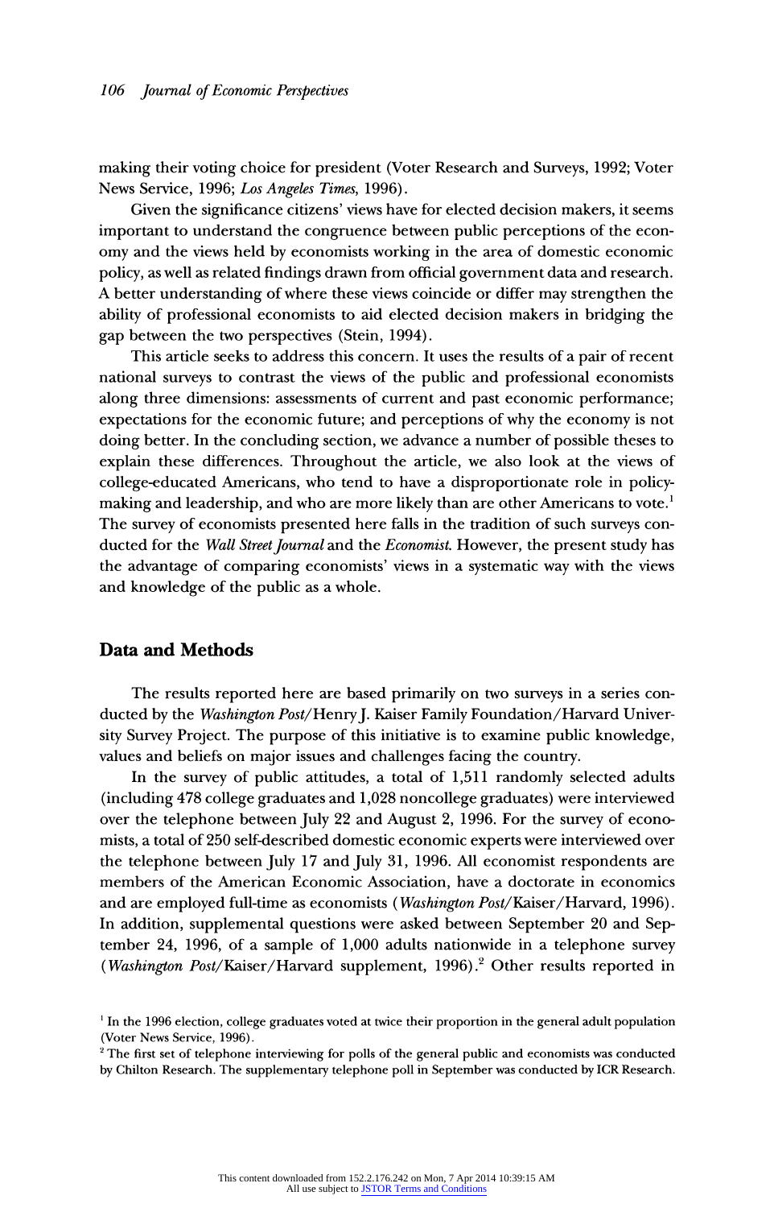making their voting choice for president (Voter Research and Surveys, 1992; Voter News Service, 1996; *Los Angeles Times*, 1996).

Given the significance citizens' views have for elected decision makers, it seems important to understand the congruence between public perceptions of the economy and the views held by economists working in the area of domestic economic policy, as well as related findings drawn from official government data and research. A better understanding of where these views coincide or differ may strengthen the ability of professional economists to aid elected decision makers in bridging the gap between the two perspectives (Stein, 1994).

This article seeks to address this concern. It uses the results of a pair of recent national surveys to contrast the views of the public and professional economists along three dimensions: assessments of current and past economic performance; expectations for the economic future; and perceptions of why the economy is not doing better. In the concluding section, we advance a number of possible theses to explain these differences. Throughout the article, we also look at the views of college-educated Americans, who tend to have a disproportionate role in policy-making and leadership, and who are more likely than are other Americans to vote.[1] The survey of economists presented here falls in the tradition of such surveys conducted for the *Wall Street Journal* and the *Economist*. However, the present study has the advantage of comparing economists' views in a systematic way with the views and knowledge of the public as a whole.

## Data and Methods

The results reported here are based primarily on two surveys in a series conducted by the *Washington Post*/Henry J. Kaiser Family Foundation/Harvard University Survey Project. The purpose of this initiative is to examine public knowledge, values and beliefs on major issues and challenges facing the country.

In the survey of public attitudes, a total of 1,511 randomly selected adults (including 478 college graduates and 1,028 noncollege graduates) were interviewed over the telephone between July 22 and August 2, 1996. For the survey of economists, a total of 250 self-described domestic economic experts were interviewed over the telephone between July 17 and July 31, 1996. All economist respondents are members of the American Economic Association, have a doctorate in economics and are employed full-time as economists (*Washington Post*/Kaiser/Harvard, 1996). In addition, supplemental questions were asked between September 20 and September 24, 1996, of a sample of 1,000 adults nationwide in a telephone survey (*Washington Post*/Kaiser/Harvard supplement, 1996).[2] Other results reported in

[1] In the 1996 election, college graduates voted at twice their proportion in the general adult population (Voter News Service, 1996).

[2] The first set of telephone interviewing for polls of the general public and economists was conducted by Chilton Research. The supplementary telephone poll in September was conducted by ICR Research.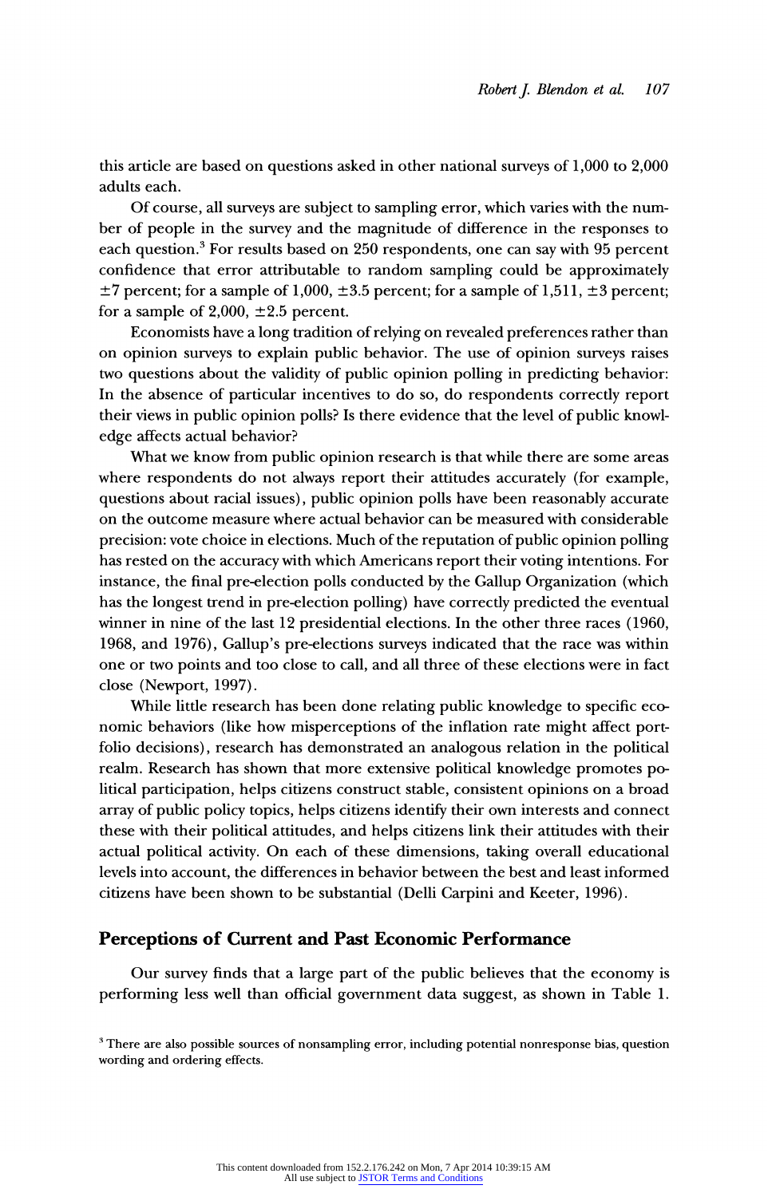this article are based on questions asked in other national surveys of 1,000 to 2,000 adults each.

Of course, all surveys are subject to sampling error, which varies with the number of people in the survey and the magnitude of difference in the responses to each question.[3] For results based on 250 respondents, one can say with 95 percent confidence that error attributable to random sampling could be approximately ±7 percent; for a sample of 1,000, ±3.5 percent; for a sample of 1,511, ±3 percent; for a sample of 2,000, ±2.5 percent.

Economists have a long tradition of relying on revealed preferences rather than on opinion surveys to explain public behavior. The use of opinion surveys raises two questions about the validity of public opinion polling in predicting behavior: In the absence of particular incentives to do so, do respondents correctly report their views in public opinion polls? Is there evidence that the level of public knowledge affects actual behavior?

What we know from public opinion research is that while there are some areas where respondents do not always report their attitudes accurately (for example, questions about racial issues), public opinion polls have been reasonably accurate on the outcome measure where actual behavior can be measured with considerable precision: vote choice in elections. Much of the reputation of public opinion polling has rested on the accuracy with which Americans report their voting intentions. For instance, the final pre-election polls conducted by the Gallup Organization (which has the longest trend in pre-election polling) have correctly predicted the eventual winner in nine of the last 12 presidential elections. In the other three races (1960, 1968, and 1976), Gallup's pre-elections surveys indicated that the race was within one or two points and too close to call, and all three of these elections were in fact close (Newport, 1997).

While little research has been done relating public knowledge to specific economic behaviors (like how misperceptions of the inflation rate might affect portfolio decisions), research has demonstrated an analogous relation in the political realm. Research has shown that more extensive political knowledge promotes political participation, helps citizens construct stable, consistent opinions on a broad array of public policy topics, helps citizens identify their own interests and connect these with their political attitudes, and helps citizens link their attitudes with their actual political activity. On each of these dimensions, taking overall educational levels into account, the differences in behavior between the best and least informed citizens have been shown to be substantial (Delli Carpini and Keeter, 1996).

## Perceptions of Current and Past Economic Performance

Our survey finds that a large part of the public believes that the economy is performing less well than official government data suggest, as shown in Table 1.

[3] There are also possible sources of nonsampling error, including potential nonresponse bias, question wording and ordering effects.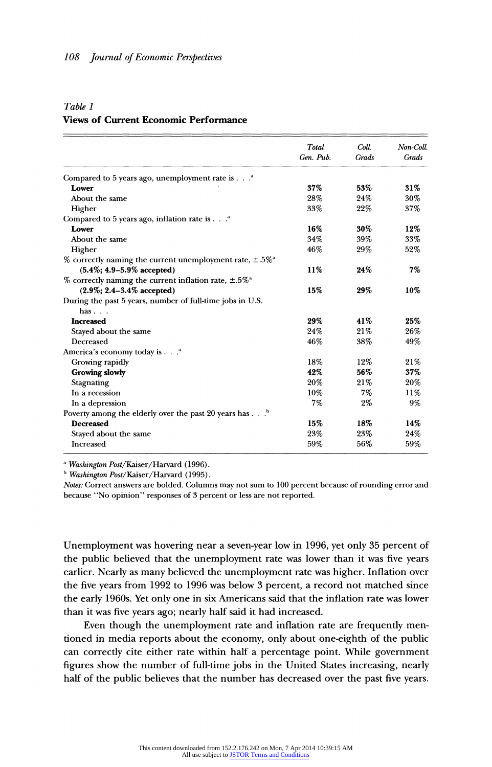*Table 1*
**Views of Current Economic Performance**

| | *Total Gen. Pub.* | *Coll. Grads* | *Non-Coll. Grads* |
|---|---|---|---|
| Compared to 5 years ago, unemployment rate is . . .[a] | | | |
| **Lower** | **37%** | **53%** | **31%** |
| About the same | 28% | 24% | 30% |
| Higher | 33% | 22% | 37% |
| Compared to 5 years ago, inflation rate is . . .[a] | | | |
| **Lower** | **16%** | **30%** | **12%** |
| About the same | 34% | 39% | 33% |
| Higher | 46% | 29% | 52% |
| % correctly naming the current unemployment rate, ±.5%[a] **(5.4%; 4.9–5.9% accepted)** | **11%** | **24%** | **7%** |
| % correctly naming the current inflation rate, ±.5%[a] **(2.9%; 2.4–3.4% accepted)** | **15%** | **29%** | **10%** |
| During the past 5 years, number of full-time jobs in U.S. has . . . | | | |
| **Increased** | **29%** | **41%** | **25%** |
| Stayed about the same | 24% | 21% | 26% |
| Decreased | 46% | 38% | 49% |
| America's economy today is . . .[a] | | | |
| Growing rapidly | 18% | 12% | 21% |
| **Growing slowly** | **42%** | **56%** | **37%** |
| Stagnating | 20% | 21% | 20% |
| In a recession | 10% | 7% | 11% |
| In a depression | 7% | 2% | 9% |
| Poverty among the elderly over the past 20 years has . . .[b] | | | |
| **Decreased** | **15%** | **18%** | **14%** |
| Stayed about the same | 23% | 23% | 24% |
| Increased | 59% | 56% | 59% |

[a] *Washington Post*/Kaiser/Harvard (1996).
[b] *Washington Post*/Kaiser/Harvard (1995).
*Notes:* Correct answers are bolded. Columns may not sum to 100 percent because of rounding error and because "No opinion" responses of 3 percent or less are not reported.

Unemployment was hovering near a seven-year low in 1996, yet only 35 percent of the public believed that the unemployment rate was lower than it was five years earlier. Nearly as many believed the unemployment rate was higher. Inflation over the five years from 1992 to 1996 was below 3 percent, a record not matched since the early 1960s. Yet only one in six Americans said that the inflation rate was lower than it was five years ago; nearly half said it had increased.

Even though the unemployment rate and inflation rate are frequently mentioned in media reports about the economy, only about one-eighth of the public can correctly cite either rate within half a percentage point. While government figures show the number of full-time jobs in the United States increasing, nearly half of the public believes that the number has decreased over the past five years.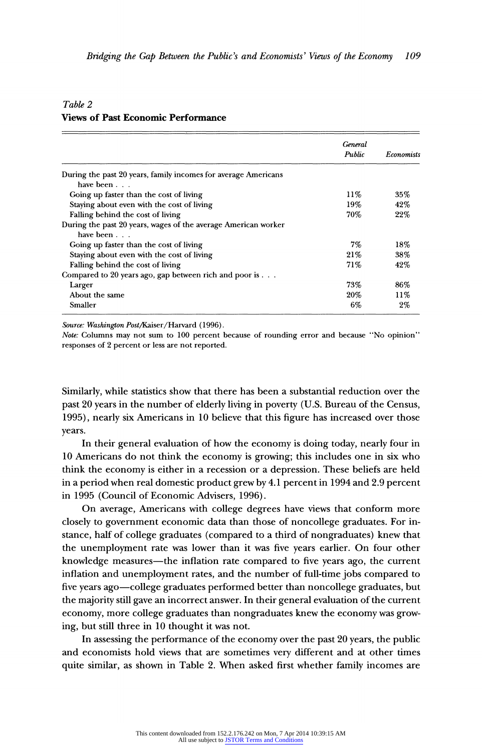Table 2

**Views of Past Economic Performance**

| | *General Public* | *Economists* |
|---|---|---|
| During the past 20 years, family incomes for average Americans have been . . . | | |
| Going up faster than the cost of living | 11% | 35% |
| Staying about even with the cost of living | 19% | 42% |
| Falling behind the cost of living | 70% | 22% |
| During the past 20 years, wages of the average American worker have been . . . | | |
| Going up faster than the cost of living | 7% | 18% |
| Staying about even with the cost of living | 21% | 38% |
| Falling behind the cost of living | 71% | 42% |
| Compared to 20 years ago, gap between rich and poor is . . . | | |
| Larger | 73% | 86% |
| About the same | 20% | 11% |
| Smaller | 6% | 2% |

*Source: Washington Post*/Kaiser/Harvard (1996).

*Note:* Columns may not sum to 100 percent because of rounding error and because "No opinion" responses of 2 percent or less are not reported.

Similarly, while statistics show that there has been a substantial reduction over the past 20 years in the number of elderly living in poverty (U.S. Bureau of the Census, 1995), nearly six Americans in 10 believe that this figure has increased over those years.

In their general evaluation of how the economy is doing today, nearly four in 10 Americans do not think the economy is growing; this includes one in six who think the economy is either in a recession or a depression. These beliefs are held in a period when real domestic product grew by 4.1 percent in 1994 and 2.9 percent in 1995 (Council of Economic Advisers, 1996).

On average, Americans with college degrees have views that conform more closely to government economic data than those of noncollege graduates. For instance, half of college graduates (compared to a third of nongraduates) knew that the unemployment rate was lower than it was five years earlier. On four other knowledge measures—the inflation rate compared to five years ago, the current inflation and unemployment rates, and the number of full-time jobs compared to five years ago—college graduates performed better than noncollege graduates, but the majority still gave an incorrect answer. In their general evaluation of the current economy, more college graduates than nongraduates knew the economy was growing, but still three in 10 thought it was not.

In assessing the performance of the economy over the past 20 years, the public and economists hold views that are sometimes very different and at other times quite similar, as shown in Table 2. When asked first whether family incomes are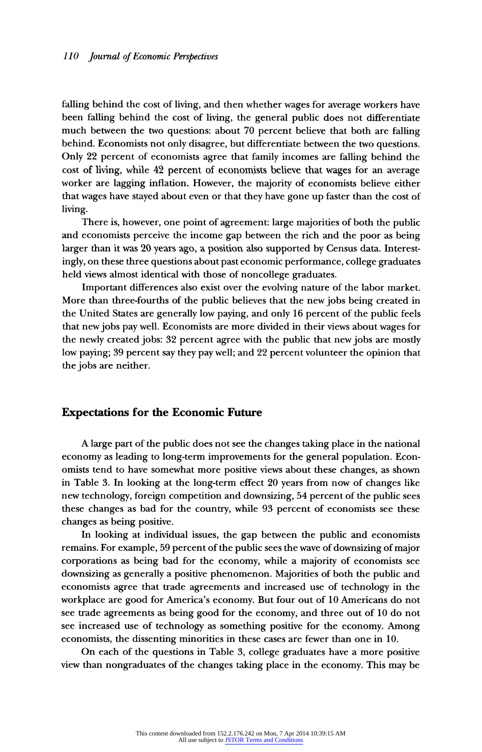falling behind the cost of living, and then whether wages for average workers have been falling behind the cost of living, the general public does not differentiate much between the two questions: about 70 percent believe that both are falling behind. Economists not only disagree, but differentiate between the two questions. Only 22 percent of economists agree that family incomes are falling behind the cost of living, while 42 percent of economists believe that wages for an average worker are lagging inflation. However, the majority of economists believe either that wages have stayed about even or that they have gone up faster than the cost of living.

There is, however, one point of agreement: large majorities of both the public and economists perceive the income gap between the rich and the poor as being larger than it was 20 years ago, a position also supported by Census data. Interestingly, on these three questions about past economic performance, college graduates held views almost identical with those of noncollege graduates.

Important differences also exist over the evolving nature of the labor market. More than three-fourths of the public believes that the new jobs being created in the United States are generally low paying, and only 16 percent of the public feels that new jobs pay well. Economists are more divided in their views about wages for the newly created jobs: 32 percent agree with the public that new jobs are mostly low paying; 39 percent say they pay well; and 22 percent volunteer the opinion that the jobs are neither.

## Expectations for the Economic Future

A large part of the public does not see the changes taking place in the national economy as leading to long-term improvements for the general population. Economists tend to have somewhat more positive views about these changes, as shown in Table 3. In looking at the long-term effect 20 years from now of changes like new technology, foreign competition and downsizing, 54 percent of the public sees these changes as bad for the country, while 93 percent of economists see these changes as being positive.

In looking at individual issues, the gap between the public and economists remains. For example, 59 percent of the public sees the wave of downsizing of major corporations as being bad for the economy, while a majority of economists see downsizing as generally a positive phenomenon. Majorities of both the public and economists agree that trade agreements and increased use of technology in the workplace are good for America's economy. But four out of 10 Americans do not see trade agreements as being good for the economy, and three out of 10 do not see increased use of technology as something positive for the economy. Among economists, the dissenting minorities in these cases are fewer than one in 10.

On each of the questions in Table 3, college graduates have a more positive view than nongraduates of the changes taking place in the economy. This may be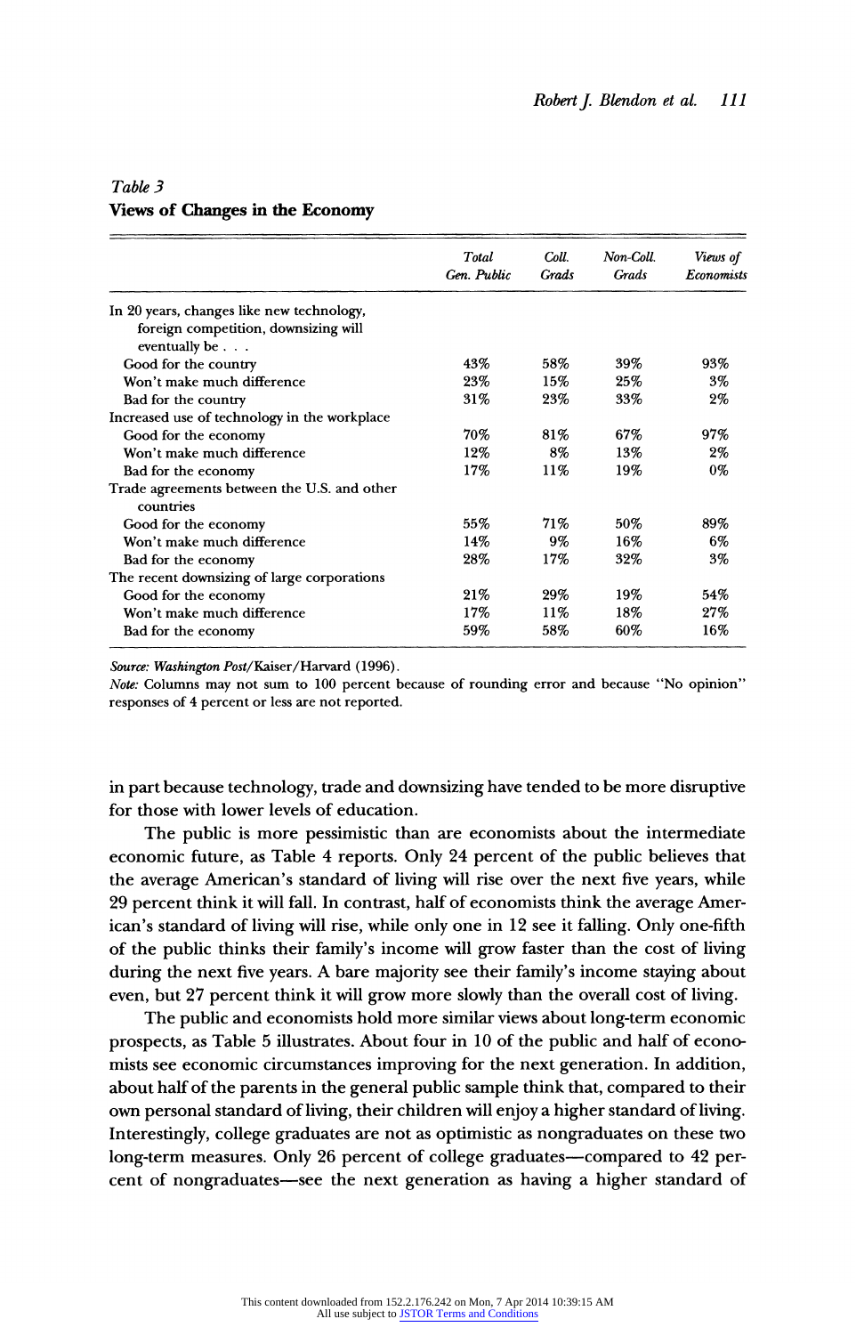*Table 3*
**Views of Changes in the Economy**

| | *Total Gen. Public* | *Coll. Grads* | *Non-Coll. Grads* | *Views of Economists* |
|---|---|---|---|---|
| In 20 years, changes like new technology, foreign competition, downsizing will eventually be . . . | | | | |
| Good for the country | 43% | 58% | 39% | 93% |
| Won't make much difference | 23% | 15% | 25% | 3% |
| Bad for the country | 31% | 23% | 33% | 2% |
| Increased use of technology in the workplace | | | | |
| Good for the economy | 70% | 81% | 67% | 97% |
| Won't make much difference | 12% | 8% | 13% | 2% |
| Bad for the economy | 17% | 11% | 19% | 0% |
| Trade agreements between the U.S. and other countries | | | | |
| Good for the economy | 55% | 71% | 50% | 89% |
| Won't make much difference | 14% | 9% | 16% | 6% |
| Bad for the economy | 28% | 17% | 32% | 3% |
| The recent downsizing of large corporations | | | | |
| Good for the economy | 21% | 29% | 19% | 54% |
| Won't make much difference | 17% | 11% | 18% | 27% |
| Bad for the economy | 59% | 58% | 60% | 16% |

*Source: Washington Post*/Kaiser/Harvard (1996).
*Note:* Columns may not sum to 100 percent because of rounding error and because "No opinion" responses of 4 percent or less are not reported.

in part because technology, trade and downsizing have tended to be more disruptive for those with lower levels of education.

The public is more pessimistic than are economists about the intermediate economic future, as Table 4 reports. Only 24 percent of the public believes that the average American's standard of living will rise over the next five years, while 29 percent think it will fall. In contrast, half of economists think the average American's standard of living will rise, while only one in 12 see it falling. Only one-fifth of the public thinks their family's income will grow faster than the cost of living during the next five years. A bare majority see their family's income staying about even, but 27 percent think it will grow more slowly than the overall cost of living.

The public and economists hold more similar views about long-term economic prospects, as Table 5 illustrates. About four in 10 of the public and half of economists see economic circumstances improving for the next generation. In addition, about half of the parents in the general public sample think that, compared to their own personal standard of living, their children will enjoy a higher standard of living. Interestingly, college graduates are not as optimistic as nongraduates on these two long-term measures. Only 26 percent of college graduates—compared to 42 percent of nongraduates—see the next generation as having a higher standard of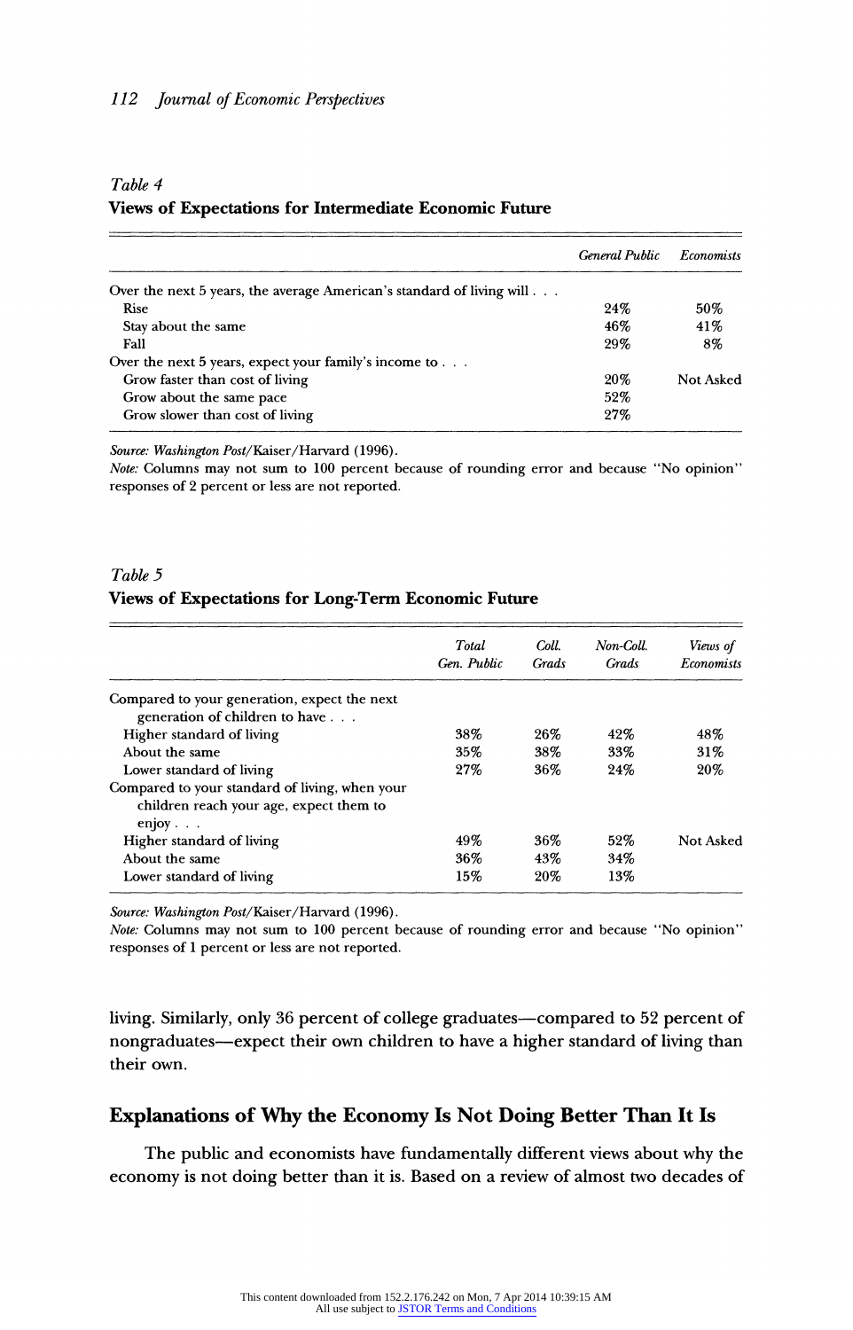*Table 4*
**Views of Expectations for Intermediate Economic Future**

| | *General Public* | *Economists* |
|---|---|---|
| Over the next 5 years, the average American's standard of living will . . . | | |
| Rise | 24% | 50% |
| Stay about the same | 46% | 41% |
| Fall | 29% | 8% |
| Over the next 5 years, expect your family's income to . . . | | |
| Grow faster than cost of living | 20% | Not Asked |
| Grow about the same pace | 52% | |
| Grow slower than cost of living | 27% | |

*Source: Washington Post*/Kaiser/Harvard (1996).
*Note:* Columns may not sum to 100 percent because of rounding error and because "No opinion" responses of 2 percent or less are not reported.

*Table 5*
**Views of Expectations for Long-Term Economic Future**

| | *Total Gen. Public* | *Coll. Grads* | *Non-Coll. Grads* | *Views of Economists* |
|---|---|---|---|---|
| Compared to your generation, expect the next generation of children to have . . . | | | | |
| Higher standard of living | 38% | 26% | 42% | 48% |
| About the same | 35% | 38% | 33% | 31% |
| Lower standard of living | 27% | 36% | 24% | 20% |
| Compared to your standard of living, when your children reach your age, expect them to enjoy . . . | | | | |
| Higher standard of living | 49% | 36% | 52% | Not Asked |
| About the same | 36% | 43% | 34% | |
| Lower standard of living | 15% | 20% | 13% | |

*Source: Washington Post*/Kaiser/Harvard (1996).
*Note:* Columns may not sum to 100 percent because of rounding error and because "No opinion" responses of 1 percent or less are not reported.

living. Similarly, only 36 percent of college graduates—compared to 52 percent of nongraduates—expect their own children to have a higher standard of living than their own.

## Explanations of Why the Economy Is Not Doing Better Than It Is

The public and economists have fundamentally different views about why the economy is not doing better than it is. Based on a review of almost two decades of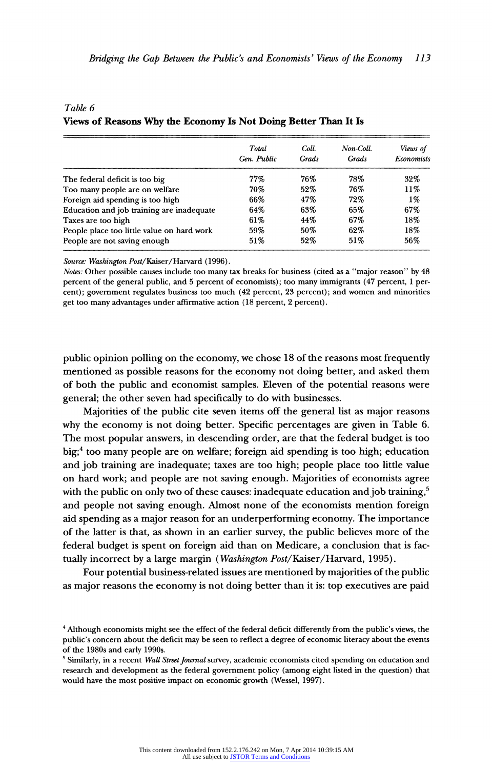*Table 6*
**Views of Reasons Why the Economy Is Not Doing Better Than It Is**

| | *Total Gen. Public* | *Coll. Grads* | *Non-Coll. Grads* | *Views of Economists* |
|---|---|---|---|---|
| The federal deficit is too big | 77% | 76% | 78% | 32% |
| Too many people are on welfare | 70% | 52% | 76% | 11% |
| Foreign aid spending is too high | 66% | 47% | 72% | 1% |
| Education and job training are inadequate | 64% | 63% | 65% | 67% |
| Taxes are too high | 61% | 44% | 67% | 18% |
| People place too little value on hard work | 59% | 50% | 62% | 18% |
| People are not saving enough | 51% | 52% | 51% | 56% |

*Source: Washington Post*/Kaiser/Harvard (1996).
*Notes:* Other possible causes include too many tax breaks for business (cited as a "major reason" by 48 percent of the general public, and 5 percent of economists); too many immigrants (47 percent, 1 percent); government regulates business too much (42 percent, 23 percent); and women and minorities get too many advantages under affirmative action (18 percent, 2 percent).

public opinion polling on the economy, we chose 18 of the reasons most frequently mentioned as possible reasons for the economy not doing better, and asked them of both the public and economist samples. Eleven of the potential reasons were general; the other seven had specifically to do with businesses.

Majorities of the public cite seven items off the general list as major reasons why the economy is not doing better. Specific percentages are given in Table 6. The most popular answers, in descending order, are that the federal budget is too big;[4] too many people are on welfare; foreign aid spending is too high; education and job training are inadequate; taxes are too high; people place too little value on hard work; and people are not saving enough. Majorities of economists agree with the public on only two of these causes: inadequate education and job training,[5] and people not saving enough. Almost none of the economists mention foreign aid spending as a major reason for an underperforming economy. The importance of the latter is that, as shown in an earlier survey, the public believes more of the federal budget is spent on foreign aid than on Medicare, a conclusion that is factually incorrect by a large margin (*Washington Post*/Kaiser/Harvard, 1995).

Four potential business-related issues are mentioned by majorities of the public as major reasons the economy is not doing better than it is: top executives are paid

[4] Although economists might see the effect of the federal deficit differently from the public's views, the public's concern about the deficit may be seen to reflect a degree of economic literacy about the events of the 1980s and early 1990s.

[5] Similarly, in a recent *Wall Street Journal* survey, academic economists cited spending on education and research and development as the federal government policy (among eight listed in the question) that would have the most positive impact on economic growth (Wessel, 1997).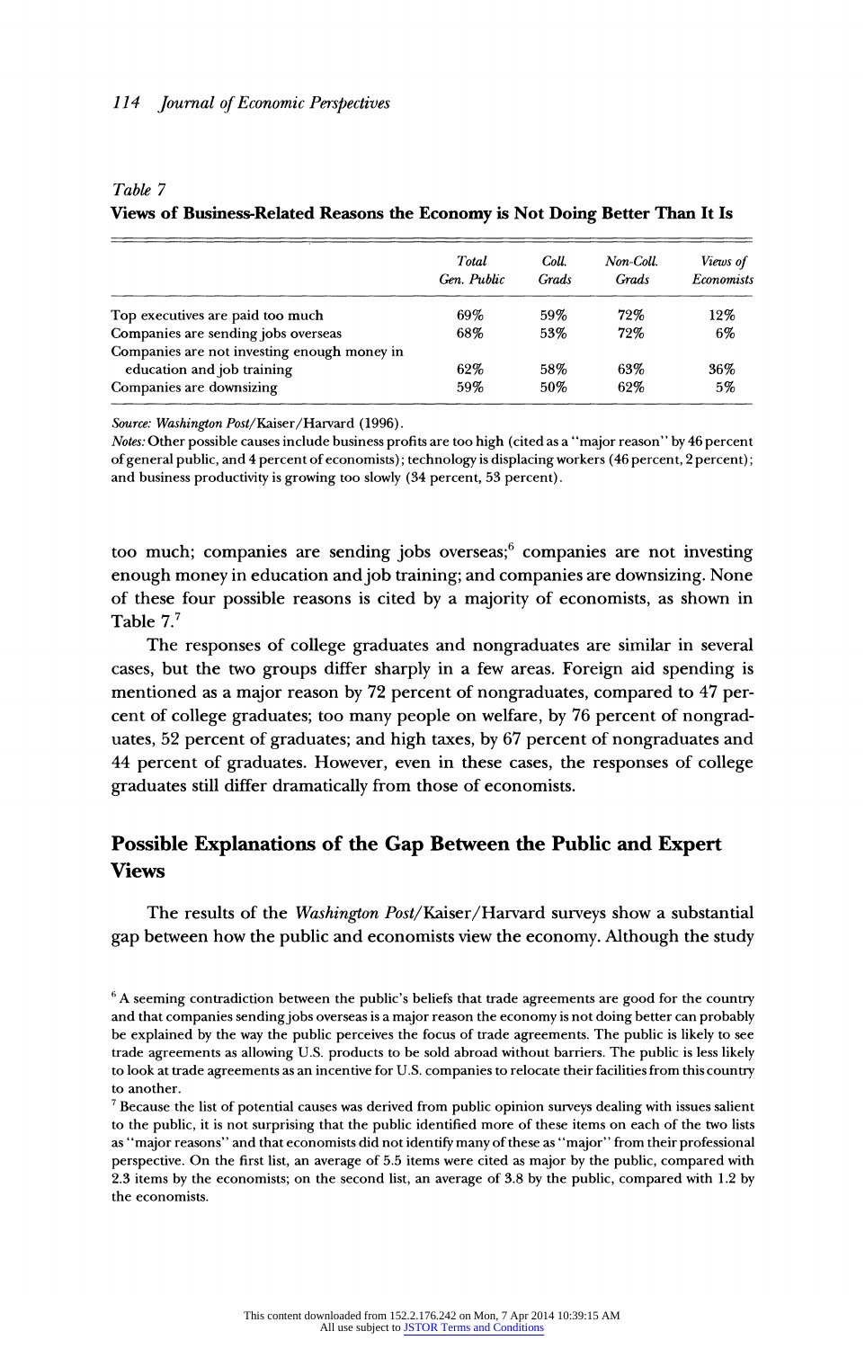*Table 7*
**Views of Business-Related Reasons the Economy is Not Doing Better Than It Is**

| | *Total Gen. Public* | *Coll. Grads* | *Non-Coll. Grads* | *Views of Economists* |
|---|---|---|---|---|
| Top executives are paid too much | 69% | 59% | 72% | 12% |
| Companies are sending jobs overseas | 68% | 53% | 72% | 6% |
| Companies are not investing enough money in education and job training | 62% | 58% | 63% | 36% |
| Companies are downsizing | 59% | 50% | 62% | 5% |

*Source: Washington Post*/Kaiser/Harvard (1996).
*Notes:* Other possible causes include business profits are too high (cited as a "major reason" by 46 percent of general public, and 4 percent of economists); technology is displacing workers (46 percent, 2 percent); and business productivity is growing too slowly (34 percent, 53 percent).

too much; companies are sending jobs overseas;[6] companies are not investing enough money in education and job training; and companies are downsizing. None of these four possible reasons is cited by a majority of economists, as shown in Table 7.[7]

The responses of college graduates and nongraduates are similar in several cases, but the two groups differ sharply in a few areas. Foreign aid spending is mentioned as a major reason by 72 percent of nongraduates, compared to 47 percent of college graduates; too many people on welfare, by 76 percent of nongraduates, 52 percent of graduates; and high taxes, by 67 percent of nongraduates and 44 percent of graduates. However, even in these cases, the responses of college graduates still differ dramatically from those of economists.

## Possible Explanations of the Gap Between the Public and Expert Views

The results of the *Washington Post*/Kaiser/Harvard surveys show a substantial gap between how the public and economists view the economy. Although the study

[6] A seeming contradiction between the public's beliefs that trade agreements are good for the country and that companies sending jobs overseas is a major reason the economy is not doing better can probably be explained by the way the public perceives the focus of trade agreements. The public is likely to see trade agreements as allowing U.S. products to be sold abroad without barriers. The public is less likely to look at trade agreements as an incentive for U.S. companies to relocate their facilities from this country to another.

[7] Because the list of potential causes was derived from public opinion surveys dealing with issues salient to the public, it is not surprising that the public identified more of these items on each of the two lists as "major reasons" and that economists did not identify many of these as "major" from their professional perspective. On the first list, an average of 5.5 items were cited as major by the public, compared with 2.3 items by the economists; on the second list, an average of 3.8 by the public, compared with 1.2 by the economists.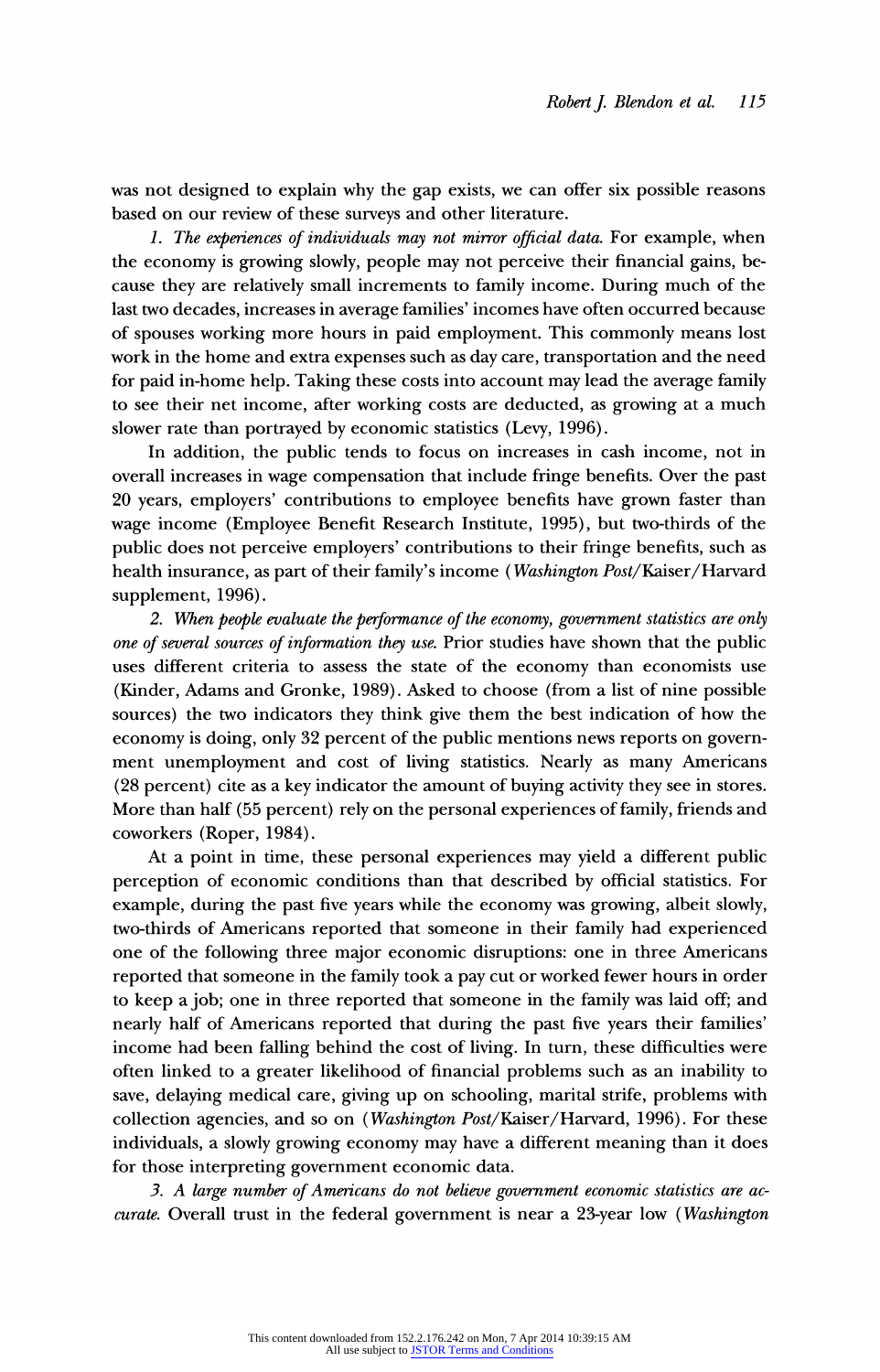was not designed to explain why the gap exists, we can offer six possible reasons based on our review of these surveys and other literature.

1. *The experiences of individuals may not mirror official data.* For example, when the economy is growing slowly, people may not perceive their financial gains, because they are relatively small increments to family income. During much of the last two decades, increases in average families' incomes have often occurred because of spouses working more hours in paid employment. This commonly means lost work in the home and extra expenses such as day care, transportation and the need for paid in-home help. Taking these costs into account may lead the average family to see their net income, after working costs are deducted, as growing at a much slower rate than portrayed by economic statistics (Levy, 1996).

In addition, the public tends to focus on increases in cash income, not in overall increases in wage compensation that include fringe benefits. Over the past 20 years, employers' contributions to employee benefits have grown faster than wage income (Employee Benefit Research Institute, 1995), but two-thirds of the public does not perceive employers' contributions to their fringe benefits, such as health insurance, as part of their family's income (*Washington Post*/Kaiser/Harvard supplement, 1996).

2. *When people evaluate the performance of the economy, government statistics are only one of several sources of information they use.* Prior studies have shown that the public uses different criteria to assess the state of the economy than economists use (Kinder, Adams and Gronke, 1989). Asked to choose (from a list of nine possible sources) the two indicators they think give them the best indication of how the economy is doing, only 32 percent of the public mentions news reports on government unemployment and cost of living statistics. Nearly as many Americans (28 percent) cite as a key indicator the amount of buying activity they see in stores. More than half (55 percent) rely on the personal experiences of family, friends and coworkers (Roper, 1984).

At a point in time, these personal experiences may yield a different public perception of economic conditions than that described by official statistics. For example, during the past five years while the economy was growing, albeit slowly, two-thirds of Americans reported that someone in their family had experienced one of the following three major economic disruptions: one in three Americans reported that someone in the family took a pay cut or worked fewer hours in order to keep a job; one in three reported that someone in the family was laid off; and nearly half of Americans reported that during the past five years their families' income had been falling behind the cost of living. In turn, these difficulties were often linked to a greater likelihood of financial problems such as an inability to save, delaying medical care, giving up on schooling, marital strife, problems with collection agencies, and so on (*Washington Post*/Kaiser/Harvard, 1996). For these individuals, a slowly growing economy may have a different meaning than it does for those interpreting government economic data.

3. *A large number of Americans do not believe government economic statistics are accurate.* Overall trust in the federal government is near a 23-year low (*Washington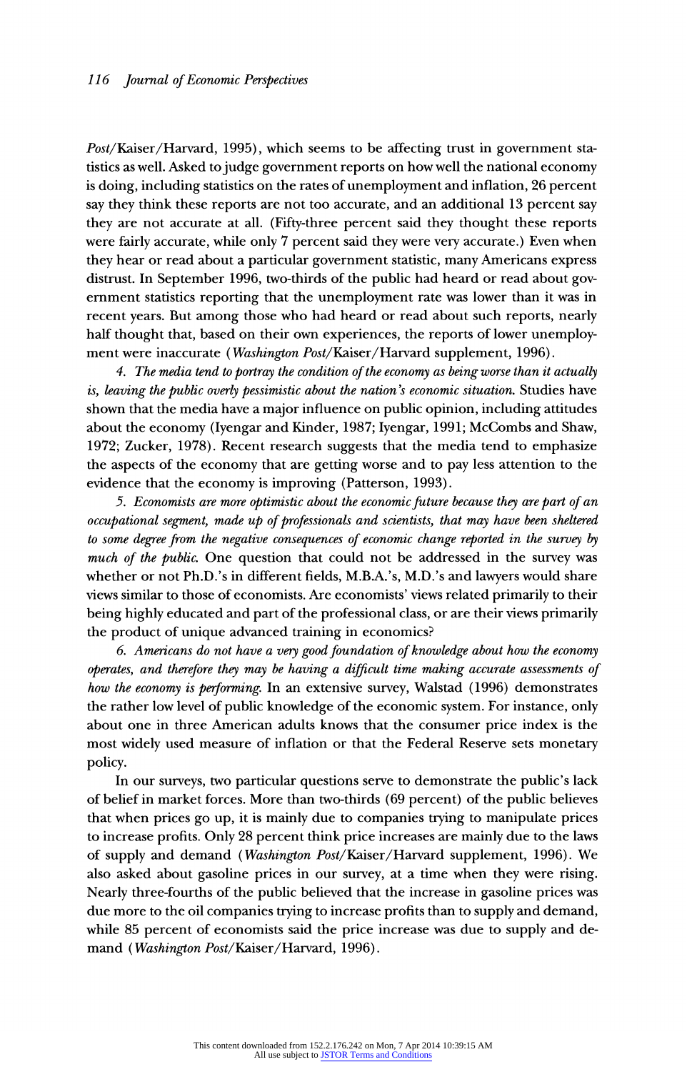*Post*/Kaiser/Harvard, 1995), which seems to be affecting trust in government statistics as well. Asked to judge government reports on how well the national economy is doing, including statistics on the rates of unemployment and inflation, 26 percent say they think these reports are not too accurate, and an additional 13 percent say they are not accurate at all. (Fifty-three percent said they thought these reports were fairly accurate, while only 7 percent said they were very accurate.) Even when they hear or read about a particular government statistic, many Americans express distrust. In September 1996, two-thirds of the public had heard or read about government statistics reporting that the unemployment rate was lower than it was in recent years. But among those who had heard or read about such reports, nearly half thought that, based on their own experiences, the reports of lower unemployment were inaccurate (*Washington Post*/Kaiser/Harvard supplement, 1996).

4. *The media tend to portray the condition of the economy as being worse than it actually is, leaving the public overly pessimistic about the nation's economic situation.* Studies have shown that the media have a major influence on public opinion, including attitudes about the economy (Iyengar and Kinder, 1987; Iyengar, 1991; McCombs and Shaw, 1972; Zucker, 1978). Recent research suggests that the media tend to emphasize the aspects of the economy that are getting worse and to pay less attention to the evidence that the economy is improving (Patterson, 1993).

5. *Economists are more optimistic about the economic future because they are part of an occupational segment, made up of professionals and scientists, that may have been sheltered to some degree from the negative consequences of economic change reported in the survey by much of the public.* One question that could not be addressed in the survey was whether or not Ph.D.'s in different fields, M.B.A.'s, M.D.'s and lawyers would share views similar to those of economists. Are economists' views related primarily to their being highly educated and part of the professional class, or are their views primarily the product of unique advanced training in economics?

6. *Americans do not have a very good foundation of knowledge about how the economy operates, and therefore they may be having a difficult time making accurate assessments of how the economy is performing.* In an extensive survey, Walstad (1996) demonstrates the rather low level of public knowledge of the economic system. For instance, only about one in three American adults knows that the consumer price index is the most widely used measure of inflation or that the Federal Reserve sets monetary policy.

In our surveys, two particular questions serve to demonstrate the public's lack of belief in market forces. More than two-thirds (69 percent) of the public believes that when prices go up, it is mainly due to companies trying to manipulate prices to increase profits. Only 28 percent think price increases are mainly due to the laws of supply and demand (*Washington Post*/Kaiser/Harvard supplement, 1996). We also asked about gasoline prices in our survey, at a time when they were rising. Nearly three-fourths of the public believed that the increase in gasoline prices was due more to the oil companies trying to increase profits than to supply and demand, while 85 percent of economists said the price increase was due to supply and demand (*Washington Post*/Kaiser/Harvard, 1996).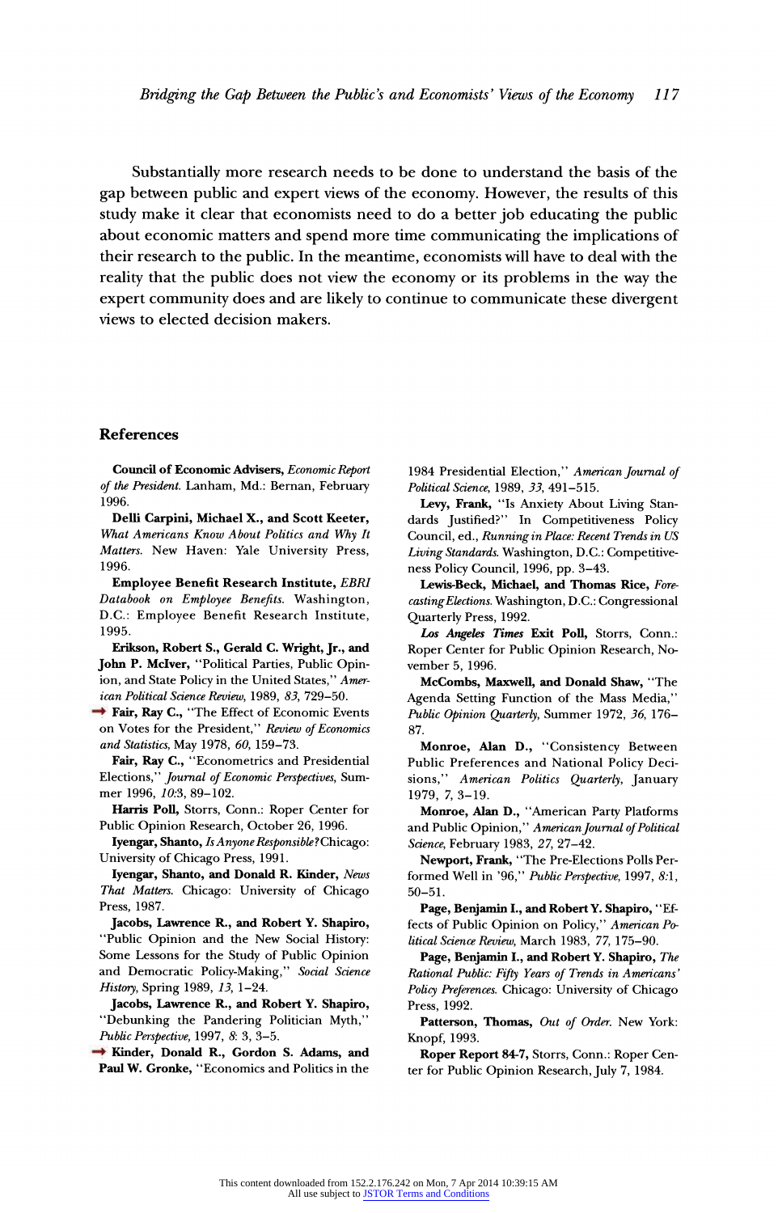Substantially more research needs to be done to understand the basis of the gap between public and expert views of the economy. However, the results of this study make it clear that economists need to do a better job educating the public about economic matters and spend more time communicating the implications of their research to the public. In the meantime, economists will have to deal with the reality that the public does not view the economy or its problems in the way the expert community does and are likely to continue to communicate these divergent views to elected decision makers.

## References

**Council of Economic Advisers,** *Economic Report of the President.* Lanham, Md.: Bernan, February 1996.

**Delli Carpini, Michael X., and Scott Keeter,** *What Americans Know About Politics and Why It Matters.* New Haven: Yale University Press, 1996.

**Employee Benefit Research Institute,** *EBRI Databook on Employee Benefits.* Washington, D.C.: Employee Benefit Research Institute, 1995.

**Erikson, Robert S., Gerald C. Wright, Jr., and John P. McIver,** "Political Parties, Public Opinion, and State Policy in the United States," *American Political Science Review,* 1989, *83,* 729–50.

**Fair, Ray C.,** "The Effect of Economic Events on Votes for the President," *Review of Economics and Statistics,* May 1978, *60,* 159–73.

**Fair, Ray C.,** "Econometrics and Presidential Elections," *Journal of Economic Perspectives,* Summer 1996, *10*:3, 89–102.

**Harris Poll,** Storrs, Conn.: Roper Center for Public Opinion Research, October 26, 1996.

**Iyengar, Shanto,** *Is Anyone Responsible?* Chicago: University of Chicago Press, 1991.

**Iyengar, Shanto, and Donald R. Kinder,** *News That Matters.* Chicago: University of Chicago Press, 1987.

**Jacobs, Lawrence R., and Robert Y. Shapiro,** "Public Opinion and the New Social History: Some Lessons for the Study of Public Opinion and Democratic Policy-Making," *Social Science History,* Spring 1989, *13,* 1–24.

**Jacobs, Lawrence R., and Robert Y. Shapiro,** "Debunking the Pandering Politician Myth," *Public Perspective,* 1997, *8*: 3, 3–5.

**Kinder, Donald R., Gordon S. Adams, and Paul W. Gronke,** "Economics and Politics in the 1984 Presidential Election," *American Journal of Political Science,* 1989, *33,* 491–515.

**Levy, Frank,** "Is Anxiety About Living Standards Justified?" In Competitiveness Policy Council, ed., *Running in Place: Recent Trends in US Living Standards.* Washington, D.C.: Competitiveness Policy Council, 1996, pp. 3–43.

**Lewis-Beck, Michael, and Thomas Rice,** *Forecasting Elections.* Washington, D.C.: Congressional Quarterly Press, 1992.

***Los Angeles Times* Exit Poll,** Storrs, Conn.: Roper Center for Public Opinion Research, November 5, 1996.

**McCombs, Maxwell, and Donald Shaw,** "The Agenda Setting Function of the Mass Media," *Public Opinion Quarterly,* Summer 1972, *36,* 176–87.

**Monroe, Alan D.,** "Consistency Between Public Preferences and National Policy Decisions," *American Politics Quarterly,* January 1979, *7,* 3–19.

**Monroe, Alan D.,** "American Party Platforms and Public Opinion," *American Journal of Political Science,* February 1983, *27,* 27–42.

**Newport, Frank,** "The Pre-Elections Polls Performed Well in '96," *Public Perspective,* 1997, *8*:1, 50–51.

**Page, Benjamin I., and Robert Y. Shapiro,** "Effects of Public Opinion on Policy," *American Political Science Review,* March 1983, *77,* 175–90.

**Page, Benjamin I., and Robert Y. Shapiro,** *The Rational Public: Fifty Years of Trends in Americans' Policy Preferences.* Chicago: University of Chicago Press, 1992.

**Patterson, Thomas,** *Out of Order.* New York: Knopf, 1993.

**Roper Report 84-7,** Storrs, Conn.: Roper Center for Public Opinion Research, July 7, 1984.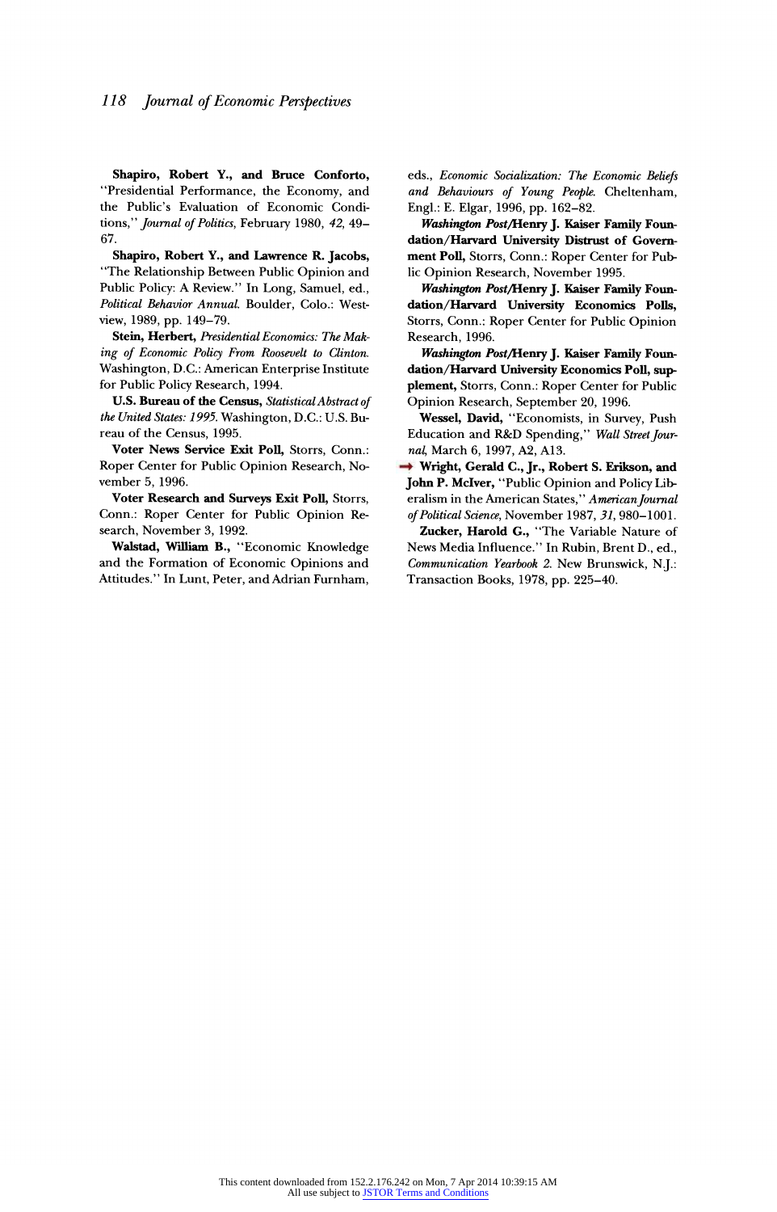**Shapiro, Robert Y., and Bruce Conforto,** "Presidential Performance, the Economy, and the Public's Evaluation of Economic Conditions," *Journal of Politics*, February 1980, *42*, 49–67.

**Shapiro, Robert Y., and Lawrence R. Jacobs,** "The Relationship Between Public Opinion and Public Policy: A Review." In Long, Samuel, ed., *Political Behavior Annual*. Boulder, Colo.: Westview, 1989, pp. 149–79.

**Stein, Herbert,** *Presidential Economics: The Making of Economic Policy From Roosevelt to Clinton*. Washington, D.C.: American Enterprise Institute for Public Policy Research, 1994.

**U.S. Bureau of the Census,** *Statistical Abstract of the United States: 1995*. Washington, D.C.: U.S. Bureau of the Census, 1995.

**Voter News Service Exit Poll,** Storrs, Conn.: Roper Center for Public Opinion Research, November 5, 1996.

**Voter Research and Surveys Exit Poll,** Storrs, Conn.: Roper Center for Public Opinion Research, November 3, 1992.

**Walstad, William B.,** "Economic Knowledge and the Formation of Economic Opinions and Attitudes." In Lunt, Peter, and Adrian Furnham, eds., *Economic Socialization: The Economic Beliefs and Behaviours of Young People*. Cheltenham, Engl.: E. Elgar, 1996, pp. 162–82.

***Washington Post*/Henry J. Kaiser Family Foundation/Harvard University Distrust of Government Poll,** Storrs, Conn.: Roper Center for Public Opinion Research, November 1995.

***Washington Post*/Henry J. Kaiser Family Foundation/Harvard University Economics Polls,** Storrs, Conn.: Roper Center for Public Opinion Research, 1996.

***Washington Post*/Henry J. Kaiser Family Foundation/Harvard University Economics Poll, supplement,** Storrs, Conn.: Roper Center for Public Opinion Research, September 20, 1996.

**Wessel, David,** "Economists, in Survey, Push Education and R&D Spending," *Wall Street Journal*, March 6, 1997, A2, A13.

**Wright, Gerald C., Jr., Robert S. Erikson, and John P. McIver,** "Public Opinion and Policy Liberalism in the American States," *American Journal of Political Science*, November 1987, *31*, 980–1001.

**Zucker, Harold G.,** "The Variable Nature of News Media Influence." In Rubin, Brent D., ed., *Communication Yearbook 2*. New Brunswick, N.J.: Transaction Books, 1978, pp. 225–40.